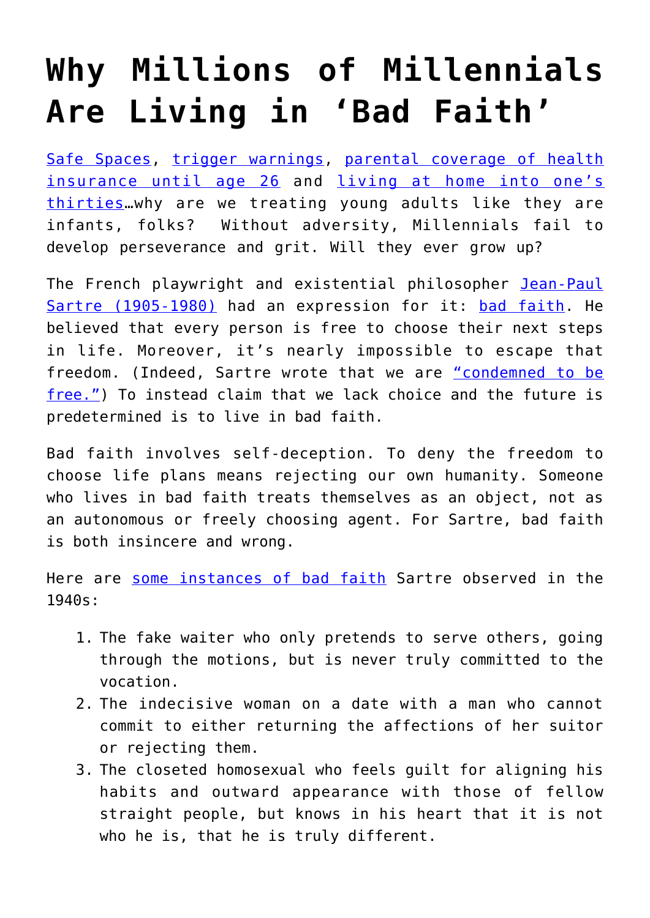# Why Millions of Millennials Are Living in 'Bad Faith'

Safe Spaces, trigger warnings, parental coverage of health insurance until age 26 and living at home into one's thirties…why are we treating young adults like they are infants, folks? Without adversity, Millennials fail to develop perseverance and grit. Will they ever grow up?

The French playwright and existential philosopher Jean-Paul Sartre (1905-1980) had an expression for it: bad faith. He believed that every person is free to choose their next steps in life. Moreover, it's nearly impossible to escape that freedom. (Indeed, Sartre wrote that we are "condemned to be free.") To instead claim that we lack choice and the future is predetermined is to live in bad faith.

Bad faith involves self-deception. To deny the freedom to choose life plans means rejecting our own humanity. Someone who lives in bad faith treats themselves as an object, not as an autonomous or freely choosing agent. For Sartre, bad faith is both insincere and wrong.

Here are some instances of bad faith Sartre observed in the 1940s:

1. The fake waiter who only pretends to serve others, going through the motions, but is never truly committed to the vocation.
2. The indecisive woman on a date with a man who cannot commit to either returning the affections of her suitor or rejecting them.
3. The closeted homosexual who feels guilt for aligning his habits and outward appearance with those of fellow straight people, but knows in his heart that it is not who he is, that he is truly different.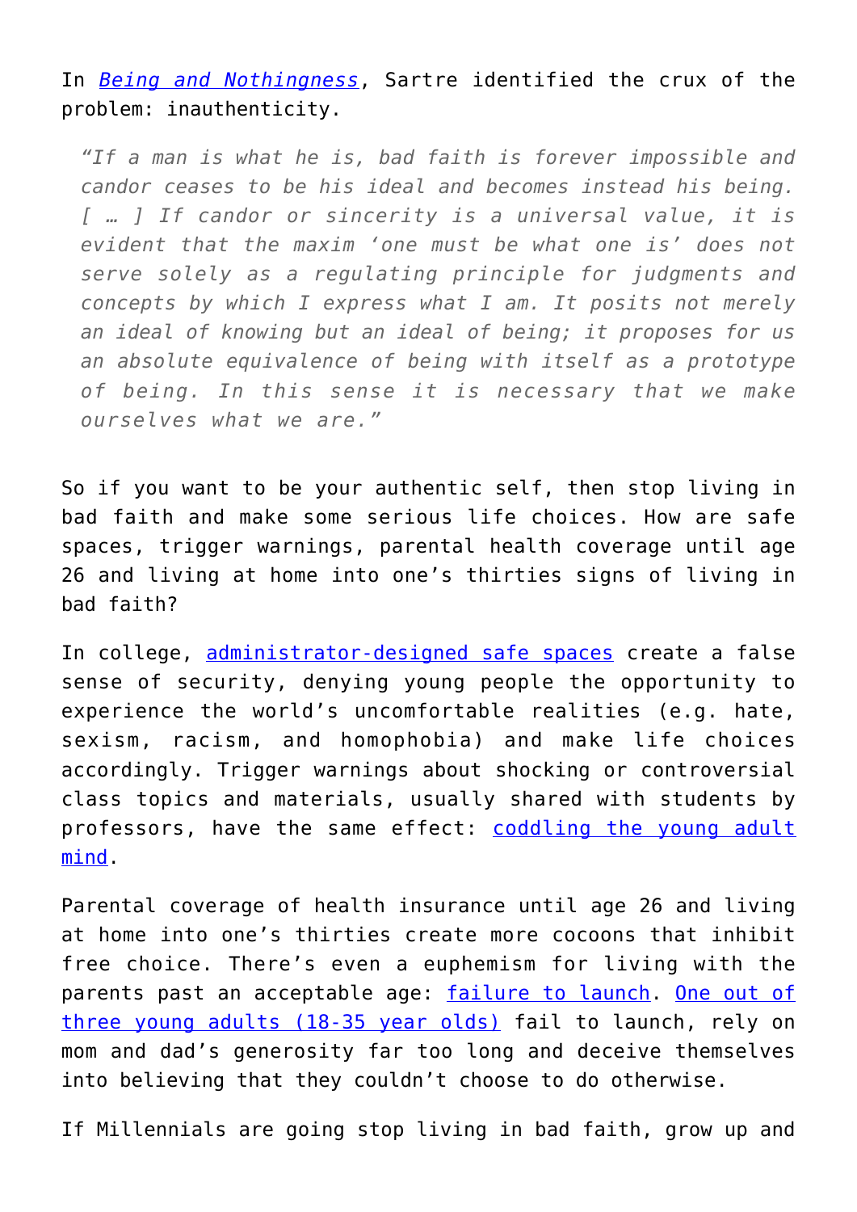In *Being and Nothingness*, Sartre identified the crux of the problem: inauthenticity.

> *"If a man is what he is, bad faith is forever impossible and candor ceases to be his ideal and becomes instead his being. [ … ] If candor or sincerity is a universal value, it is evident that the maxim 'one must be what one is' does not serve solely as a regulating principle for judgments and concepts by which I express what I am. It posits not merely an ideal of knowing but an ideal of being; it proposes for us an absolute equivalence of being with itself as a prototype of being. In this sense it is necessary that we make ourselves what we are."*

So if you want to be your authentic self, then stop living in bad faith and make some serious life choices. How are safe spaces, trigger warnings, parental health coverage until age 26 and living at home into one's thirties signs of living in bad faith?

In college, administrator-designed safe spaces create a false sense of security, denying young people the opportunity to experience the world's uncomfortable realities (e.g. hate, sexism, racism, and homophobia) and make life choices accordingly. Trigger warnings about shocking or controversial class topics and materials, usually shared with students by professors, have the same effect: coddling the young adult mind.

Parental coverage of health insurance until age 26 and living at home into one's thirties create more cocoons that inhibit free choice. There's even a euphemism for living with the parents past an acceptable age: failure to launch. One out of three young adults (18-35 year olds) fail to launch, rely on mom and dad's generosity far too long and deceive themselves into believing that they couldn't choose to do otherwise.

If Millennials are going stop living in bad faith, grow up and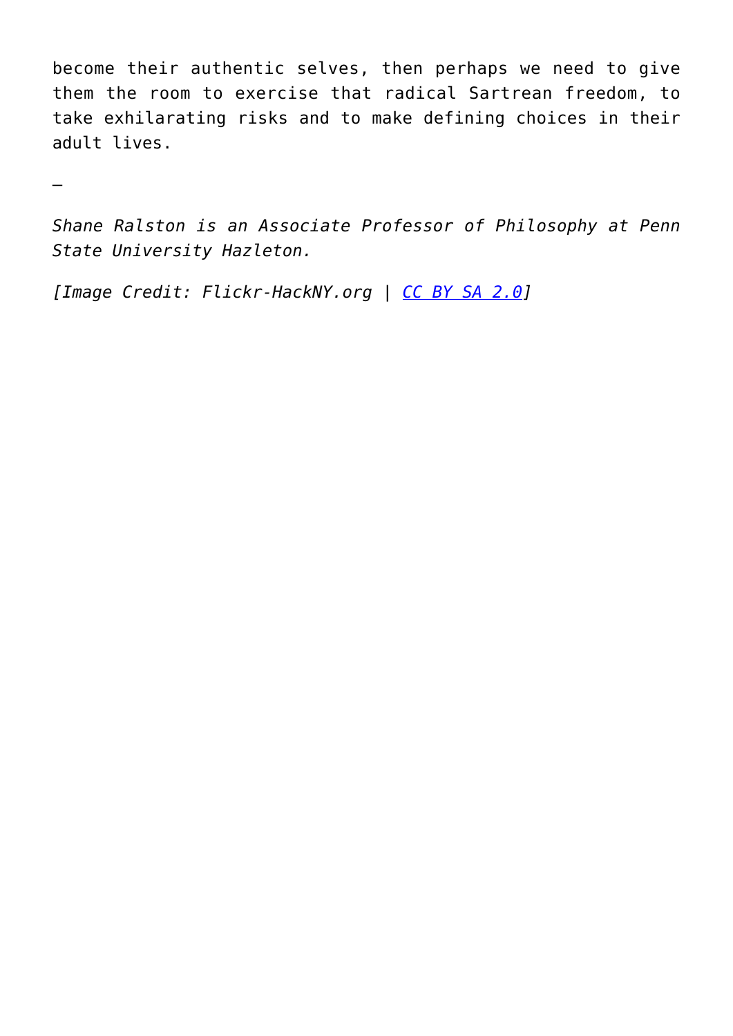become their authentic selves, then perhaps we need to give them the room to exercise that radical Sartrean freedom, to take exhilarating risks and to make defining choices in their adult lives.

—

*Shane Ralston is an Associate Professor of Philosophy at Penn State University Hazleton.*

*[Image Credit: Flickr-HackNY.org | CC BY SA 2.0]*